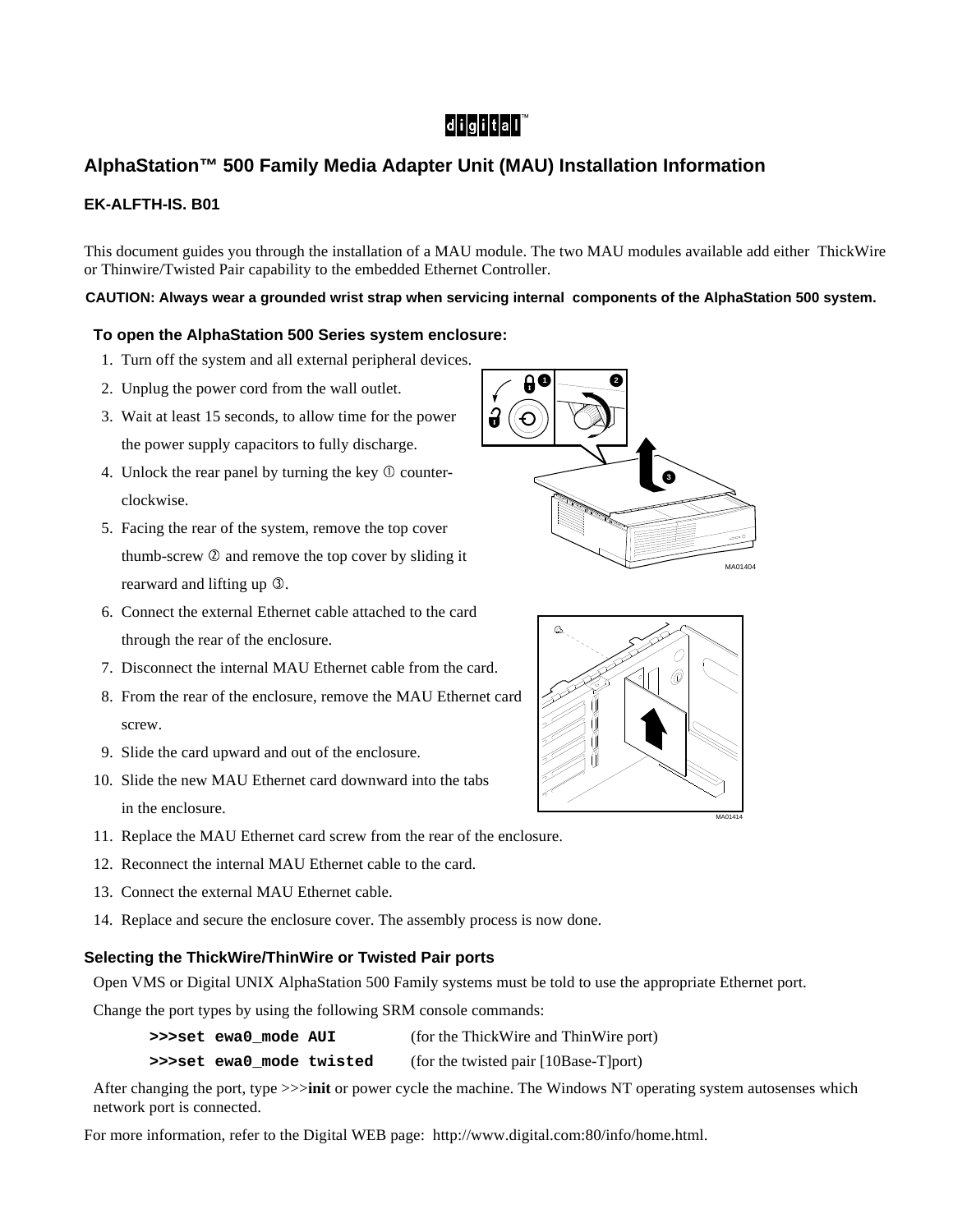digital™

# AlphaStation™ 500 Family Media Adapter Unit (MAU) Installation Information

**EK-ALFTH-IS. B01**

This document guides you through the installation of a MAU module. The two MAU modules available add either ThickWire or Thinwire/Twisted Pair capability to the embedded Ethernet Controller.

**CAUTION: Always wear a grounded wrist strap when servicing internal components of the AlphaStation 500 system.**

### To open the AlphaStation 500 Series system enclosure:

1. Turn off the system and all external peripheral devices.
2. Unplug the power cord from the wall outlet.
3. Wait at least 15 seconds, to allow time for the power the power supply capacitors to fully discharge.
4. Unlock the rear panel by turning the key ① counter-clockwise.
5. Facing the rear of the system, remove the top cover thumb-screw ② and remove the top cover by sliding it rearward and lifting up ③.
6. Connect the external Ethernet cable attached to the card through the rear of the enclosure.
7. Disconnect the internal MAU Ethernet cable from the card.
8. From the rear of the enclosure, remove the MAU Ethernet card screw.
9. Slide the card upward and out of the enclosure.
10. Slide the new MAU Ethernet card downward into the tabs in the enclosure.
11. Replace the MAU Ethernet card screw from the rear of the enclosure.
12. Reconnect the internal MAU Ethernet cable to the card.
13. Connect the external MAU Ethernet cable.
14. Replace and secure the enclosure cover. The assembly process is now done.

MA01404

MA01414

### Selecting the ThickWire/ThinWire or Twisted Pair ports

Open VMS or Digital UNIX AlphaStation 500 Family systems must be told to use the appropriate Ethernet port.

Change the port types by using the following SRM console commands:

| | |
|---|---|
| **>>>set ewa0_mode AUI** | (for the ThickWire and ThinWire port) |
| **>>>set ewa0_mode twisted** | (for the twisted pair [10Base-T]port) |

After changing the port, type >>>**init** or power cycle the machine. The Windows NT operating system autosenses which network port is connected.

For more information, refer to the Digital WEB page: http://www.digital.com:80/info/home.html.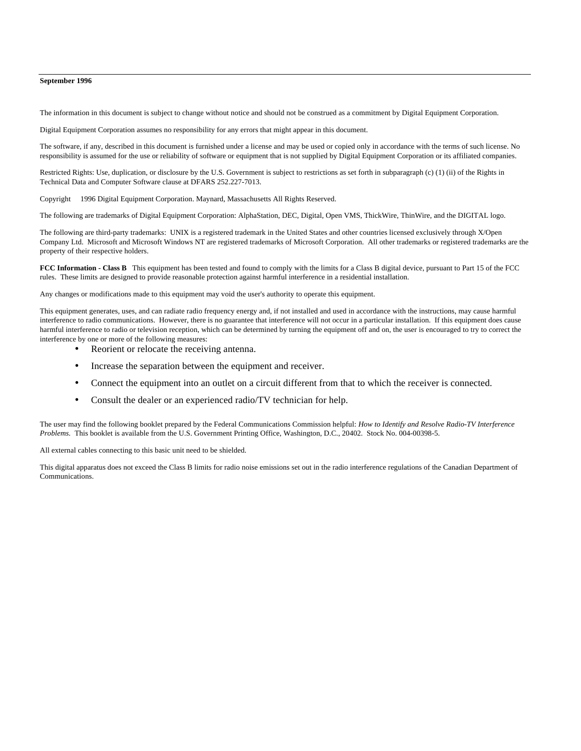**September 1996**

The information in this document is subject to change without notice and should not be construed as a commitment by Digital Equipment Corporation.

Digital Equipment Corporation assumes no responsibility for any errors that might appear in this document.

The software, if any, described in this document is furnished under a license and may be used or copied only in accordance with the terms of such license. No responsibility is assumed for the use or reliability of software or equipment that is not supplied by Digital Equipment Corporation or its affiliated companies.

Restricted Rights: Use, duplication, or disclosure by the U.S. Government is subject to restrictions as set forth in subparagraph (c) (1) (ii) of the Rights in Technical Data and Computer Software clause at DFARS 252.227-7013.

Copyright   1996 Digital Equipment Corporation. Maynard, Massachusetts All Rights Reserved.

The following are trademarks of Digital Equipment Corporation: AlphaStation, DEC, Digital, Open VMS, ThickWire, ThinWire, and the DIGITAL logo.

The following are third-party trademarks: UNIX is a registered trademark in the United States and other countries licensed exclusively through X/Open Company Ltd. Microsoft and Microsoft Windows NT are registered trademarks of Microsoft Corporation. All other trademarks or registered trademarks are the property of their respective holders.

**FCC Information - Class B** This equipment has been tested and found to comply with the limits for a Class B digital device, pursuant to Part 15 of the FCC rules. These limits are designed to provide reasonable protection against harmful interference in a residential installation.

Any changes or modifications made to this equipment may void the user's authority to operate this equipment.

This equipment generates, uses, and can radiate radio frequency energy and, if not installed and used in accordance with the instructions, may cause harmful interference to radio communications. However, there is no guarantee that interference will not occur in a particular installation. If this equipment does cause harmful interference to radio or television reception, which can be determined by turning the equipment off and on, the user is encouraged to try to correct the interference by one or more of the following measures:

- Reorient or relocate the receiving antenna.
- Increase the separation between the equipment and receiver.
- Connect the equipment into an outlet on a circuit different from that to which the receiver is connected.
- Consult the dealer or an experienced radio/TV technician for help.

The user may find the following booklet prepared by the Federal Communications Commission helpful: *How to Identify and Resolve Radio-TV Interference Problems.* This booklet is available from the U.S. Government Printing Office, Washington, D.C., 20402. Stock No. 004-00398-5.

All external cables connecting to this basic unit need to be shielded.

This digital apparatus does not exceed the Class B limits for radio noise emissions set out in the radio interference regulations of the Canadian Department of Communications.